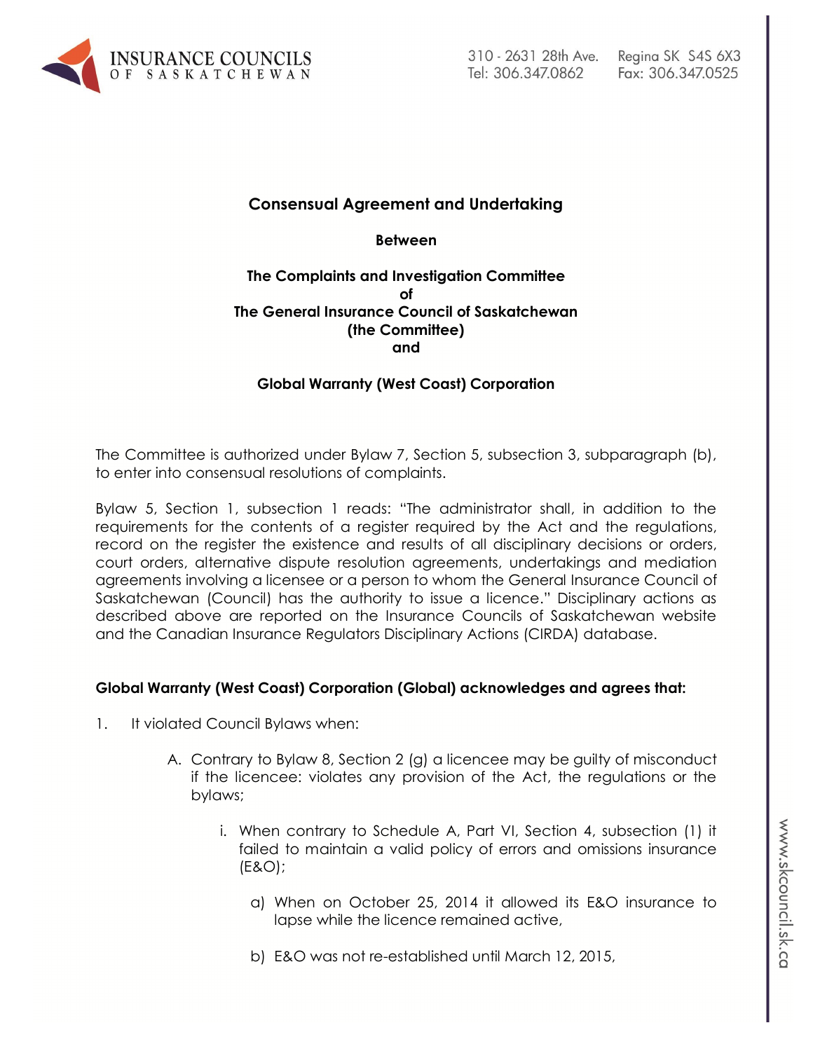## Consensual Agreement and Undertaking

**Between**

**The Complaints and Investigation Committee**
**of**
**The General Insurance Council of Saskatchewan**
**(the Committee)**
**and**

**Global Warranty (West Coast) Corporation**

The Committee is authorized under Bylaw 7, Section 5, subsection 3, subparagraph (b), to enter into consensual resolutions of complaints.

Bylaw 5, Section 1, subsection 1 reads: "The administrator shall, in addition to the requirements for the contents of a register required by the Act and the regulations, record on the register the existence and results of all disciplinary decisions or orders, court orders, alternative dispute resolution agreements, undertakings and mediation agreements involving a licensee or a person to whom the General Insurance Council of Saskatchewan (Council) has the authority to issue a licence." Disciplinary actions as described above are reported on the Insurance Councils of Saskatchewan website and the Canadian Insurance Regulators Disciplinary Actions (CIRDA) database.

**Global Warranty (West Coast) Corporation (Global) acknowledges and agrees that:**

1. It violated Council Bylaws when:

   A. Contrary to Bylaw 8, Section 2 (g) a licencee may be guilty of misconduct if the licencee: violates any provision of the Act, the regulations or the bylaws;

      i. When contrary to Schedule A, Part VI, Section 4, subsection (1) it failed to maintain a valid policy of errors and omissions insurance (E&O);

         a) When on October 25, 2014 it allowed its E&O insurance to lapse while the licence remained active,

         b) E&O was not re-established until March 12, 2015,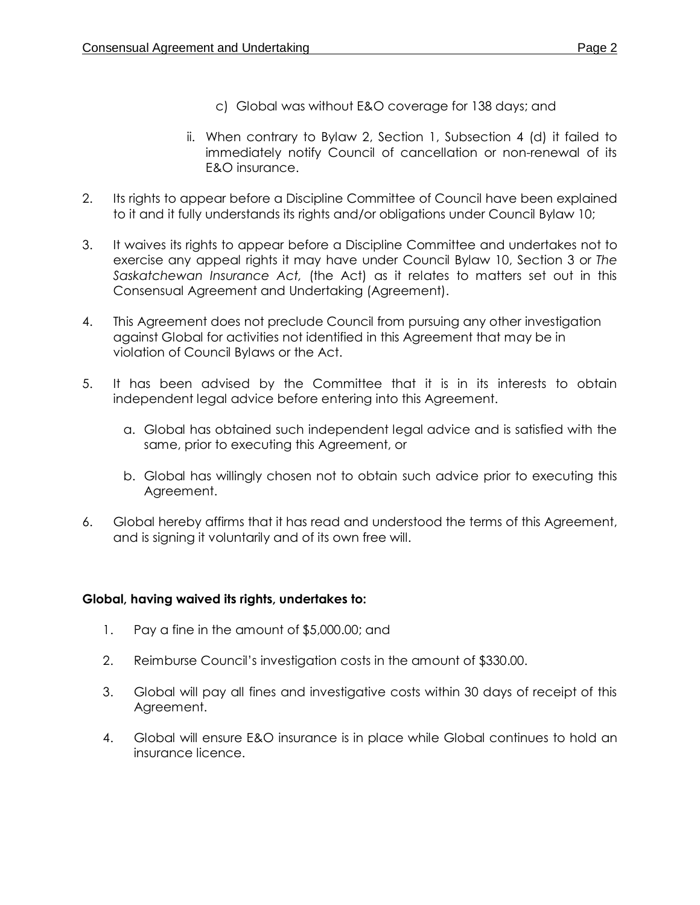c) Global was without E&O coverage for 138 days; and

ii. When contrary to Bylaw 2, Section 1, Subsection 4 (d) it failed to immediately notify Council of cancellation or non-renewal of its E&O insurance.

2. Its rights to appear before a Discipline Committee of Council have been explained to it and it fully understands its rights and/or obligations under Council Bylaw 10;

3. It waives its rights to appear before a Discipline Committee and undertakes not to exercise any appeal rights it may have under Council Bylaw 10, Section 3 or *The Saskatchewan Insurance Act,* (the Act) as it relates to matters set out in this Consensual Agreement and Undertaking (Agreement).

4. This Agreement does not preclude Council from pursuing any other investigation against Global for activities not identified in this Agreement that may be in violation of Council Bylaws or the Act.

5. It has been advised by the Committee that it is in its interests to obtain independent legal advice before entering into this Agreement.

   a. Global has obtained such independent legal advice and is satisfied with the same, prior to executing this Agreement, or

   b. Global has willingly chosen not to obtain such advice prior to executing this Agreement.

6. Global hereby affirms that it has read and understood the terms of this Agreement, and is signing it voluntarily and of its own free will.

**Global, having waived its rights, undertakes to:**

1. Pay a fine in the amount of $5,000.00; and

2. Reimburse Council's investigation costs in the amount of $330.00.

3. Global will pay all fines and investigative costs within 30 days of receipt of this Agreement.

4. Global will ensure E&O insurance is in place while Global continues to hold an insurance licence.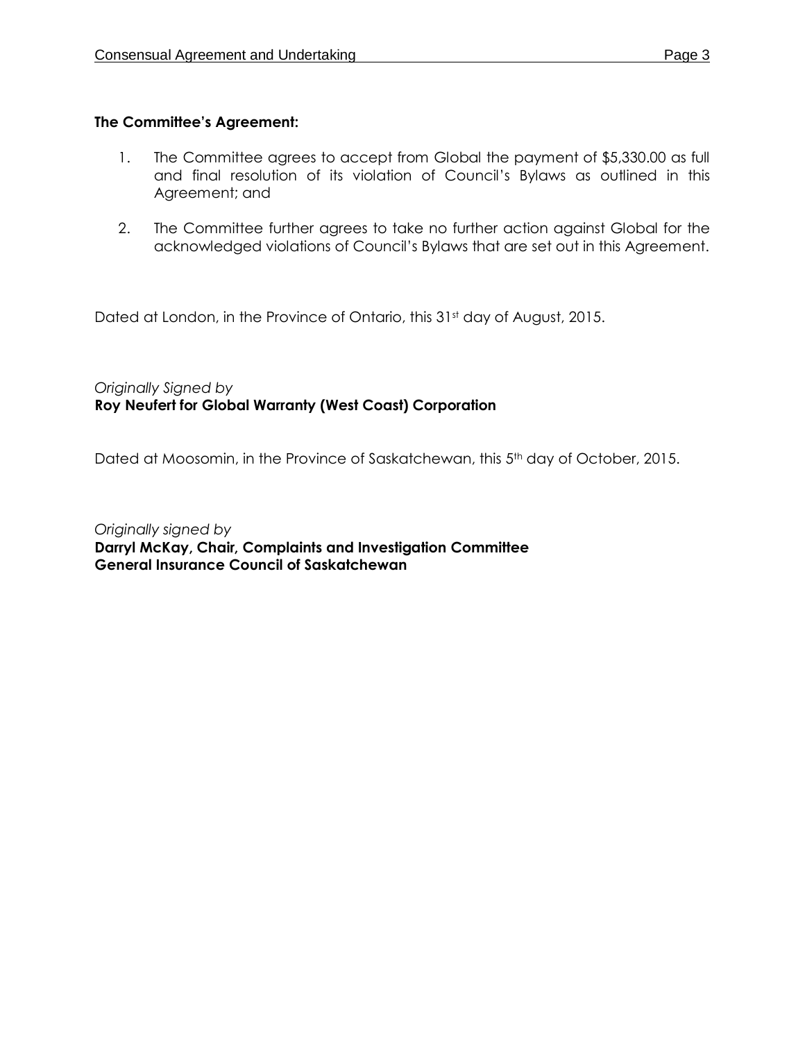**The Committee's Agreement:**

1. The Committee agrees to accept from Global the payment of $5,330.00 as full and final resolution of its violation of Council's Bylaws as outlined in this Agreement; and

2. The Committee further agrees to take no further action against Global for the acknowledged violations of Council's Bylaws that are set out in this Agreement.

Dated at London, in the Province of Ontario, this 31st day of August, 2015.

*Originally Signed by*
**Roy Neufert for Global Warranty (West Coast) Corporation**

Dated at Moosomin, in the Province of Saskatchewan, this 5th day of October, 2015.

*Originally signed by*
**Darryl McKay, Chair, Complaints and Investigation Committee**
**General Insurance Council of Saskatchewan**